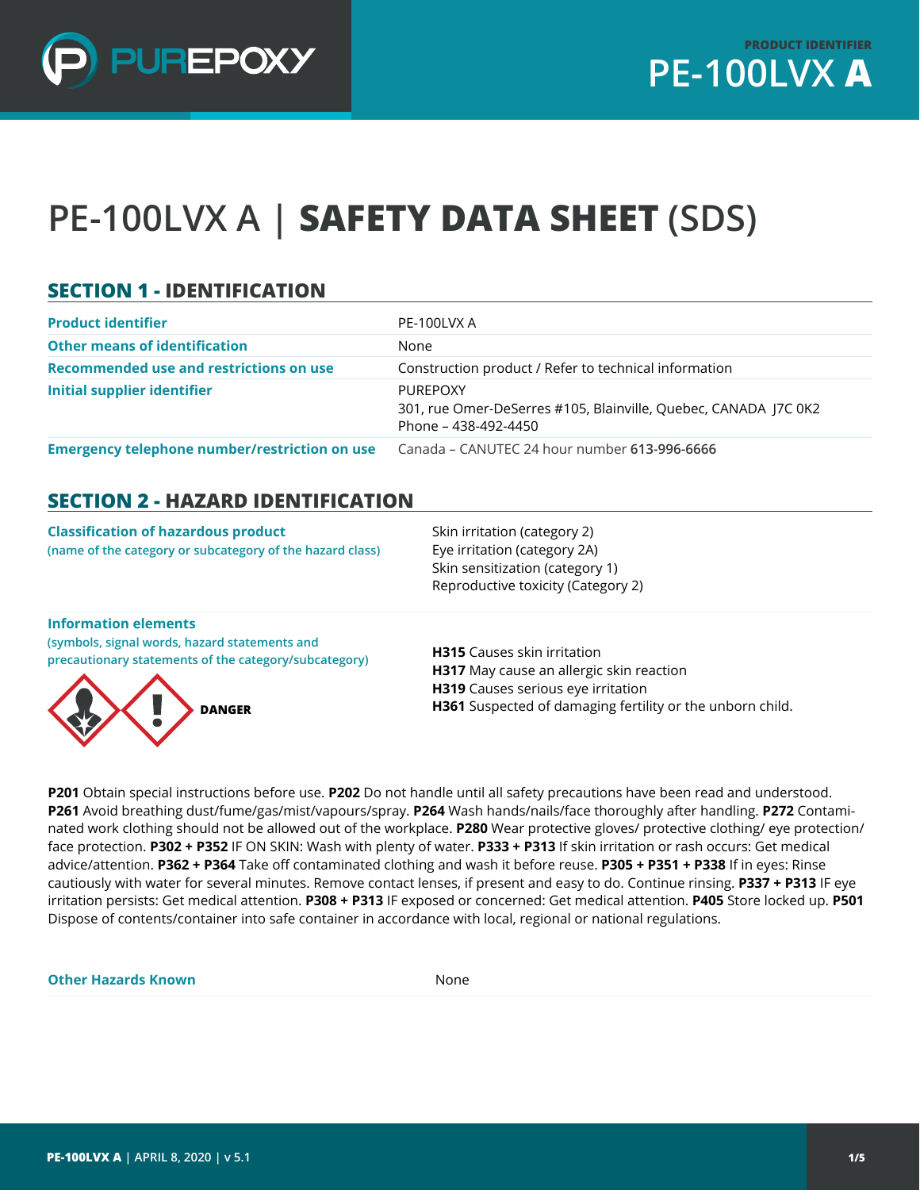PUREPOXY

PRODUCT IDENTIFIER

**PE-100LVX A**

# PE-100LVX A | **SAFETY DATA SHEET** (SDS)

## SECTION 1 - IDENTIFICATION

| | |
|---|---|
| **Product identifier** | PE-100LVX A |
| **Other means of identification** | None |
| **Recommended use and restrictions on use** | Construction product / Refer to technical information |
| **Initial supplier identifier** | PUREPOXY<br>301, rue Omer-DeSerres #105, Blainville, Quebec, CANADA J7C 0K2<br>Phone – 438-492-4450 |
| **Emergency telephone number/restriction on use** | Canada – CANUTEC 24 hour number **613-996-6666** |

## SECTION 2 - HAZARD IDENTIFICATION

| | |
|---|---|
| **Classification of hazardous product**<br>(name of the category or subcategory of the hazard class) | Skin irritation (category 2)<br>Eye irritation (category 2A)<br>Skin sensitization (category 1)<br>Reproductive toxicity (Category 2) |
| **Information elements**<br>(symbols, signal words, hazard statements and precautionary statements of the category/subcategory)<br><br>**DANGER** | **H315** Causes skin irritation<br>**H317** May cause an allergic skin reaction<br>**H319** Causes serious eye irritation<br>**H361** Suspected of damaging fertility or the unborn child. |

**P201** Obtain special instructions before use. **P202** Do not handle until all safety precautions have been read and understood. **P261** Avoid breathing dust/fume/gas/mist/vapours/spray. **P264** Wash hands/nails/face thoroughly after handling. **P272** Contaminated work clothing should not be allowed out of the workplace. **P280** Wear protective gloves/ protective clothing/ eye protection/ face protection. **P302 + P352** IF ON SKIN: Wash with plenty of water. **P333 + P313** If skin irritation or rash occurs: Get medical advice/attention. **P362 + P364** Take off contaminated clothing and wash it before reuse. **P305 + P351 + P338** If in eyes: Rinse cautiously with water for several minutes. Remove contact lenses, if present and easy to do. Continue rinsing. **P337 + P313** IF eye irritation persists: Get medical attention. **P308 + P313** IF exposed or concerned: Get medical attention. **P405** Store locked up. **P501** Dispose of contents/container into safe container in accordance with local, regional or national regulations.

| | |
|---|---|
| **Other Hazards Known** | None |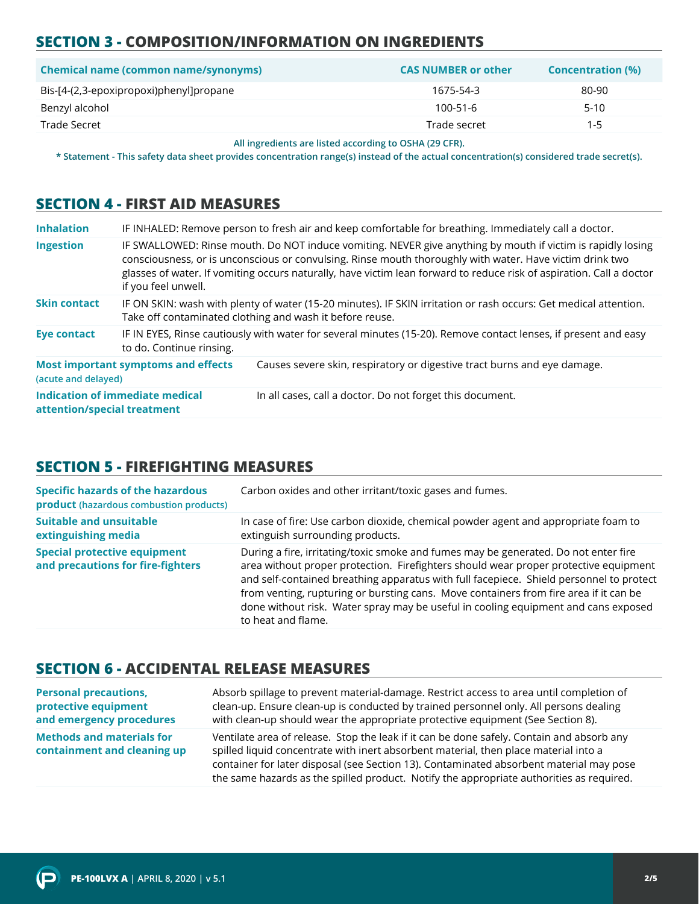## SECTION 3 - COMPOSITION/INFORMATION ON INGREDIENTS

| Chemical name (common name/synonyms) | CAS NUMBER or other | Concentration (%) |
|---|---|---|
| Bis-[4-(2,3-epoxipropoxi)phenyl]propane | 1675-54-3 | 80-90 |
| Benzyl alcohol | 100-51-6 | 5-10 |
| Trade Secret | Trade secret | 1-5 |

**All ingredients are listed according to OSHA (29 CFR).**

**\* Statement - This safety data sheet provides concentration range(s) instead of the actual concentration(s) considered trade secret(s).**

## SECTION 4 - FIRST AID MEASURES

| | |
|---|---|
| **Inhalation** | IF INHALED: Remove person to fresh air and keep comfortable for breathing. Immediately call a doctor. |
| **Ingestion** | IF SWALLOWED: Rinse mouth. Do NOT induce vomiting. NEVER give anything by mouth if victim is rapidly losing consciousness, or is unconscious or convulsing. Rinse mouth thoroughly with water. Have victim drink two glasses of water. If vomiting occurs naturally, have victim lean forward to reduce risk of aspiration. Call a doctor if you feel unwell. |
| **Skin contact** | IF ON SKIN: wash with plenty of water (15-20 minutes). IF SKIN irritation or rash occurs: Get medical attention. Take off contaminated clothing and wash it before reuse. |
| **Eye contact** | IF IN EYES, Rinse cautiously with water for several minutes (15-20). Remove contact lenses, if present and easy to do. Continue rinsing. |
| **Most important symptoms and effects** (acute and delayed) | Causes severe skin, respiratory or digestive tract burns and eye damage. |
| **Indication of immediate medical attention/special treatment** | In all cases, call a doctor. Do not forget this document. |

## SECTION 5 - FIREFIGHTING MEASURES

| | |
|---|---|
| **Specific hazards of the hazardous product** (hazardous combustion products) | Carbon oxides and other irritant/toxic gases and fumes. |
| **Suitable and unsuitable extinguishing media** | In case of fire: Use carbon dioxide, chemical powder agent and appropriate foam to extinguish surrounding products. |
| **Special protective equipment and precautions for fire-fighters** | During a fire, irritating/toxic smoke and fumes may be generated. Do not enter fire area without proper protection. Firefighters should wear proper protective equipment and self-contained breathing apparatus with full facepiece. Shield personnel to protect from venting, rupturing or bursting cans. Move containers from fire area if it can be done without risk. Water spray may be useful in cooling equipment and cans exposed to heat and flame. |

## SECTION 6 - ACCIDENTAL RELEASE MEASURES

| | |
|---|---|
| **Personal precautions, protective equipment and emergency procedures** | Absorb spillage to prevent material-damage. Restrict access to area until completion of clean-up. Ensure clean-up is conducted by trained personnel only. All persons dealing with clean-up should wear the appropriate protective equipment (See Section 8). |
| **Methods and materials for containment and cleaning up** | Ventilate area of release. Stop the leak if it can be done safely. Contain and absorb any spilled liquid concentrate with inert absorbent material, then place material into a container for later disposal (see Section 13). Contaminated absorbent material may pose the same hazards as the spilled product. Notify the appropriate authorities as required. |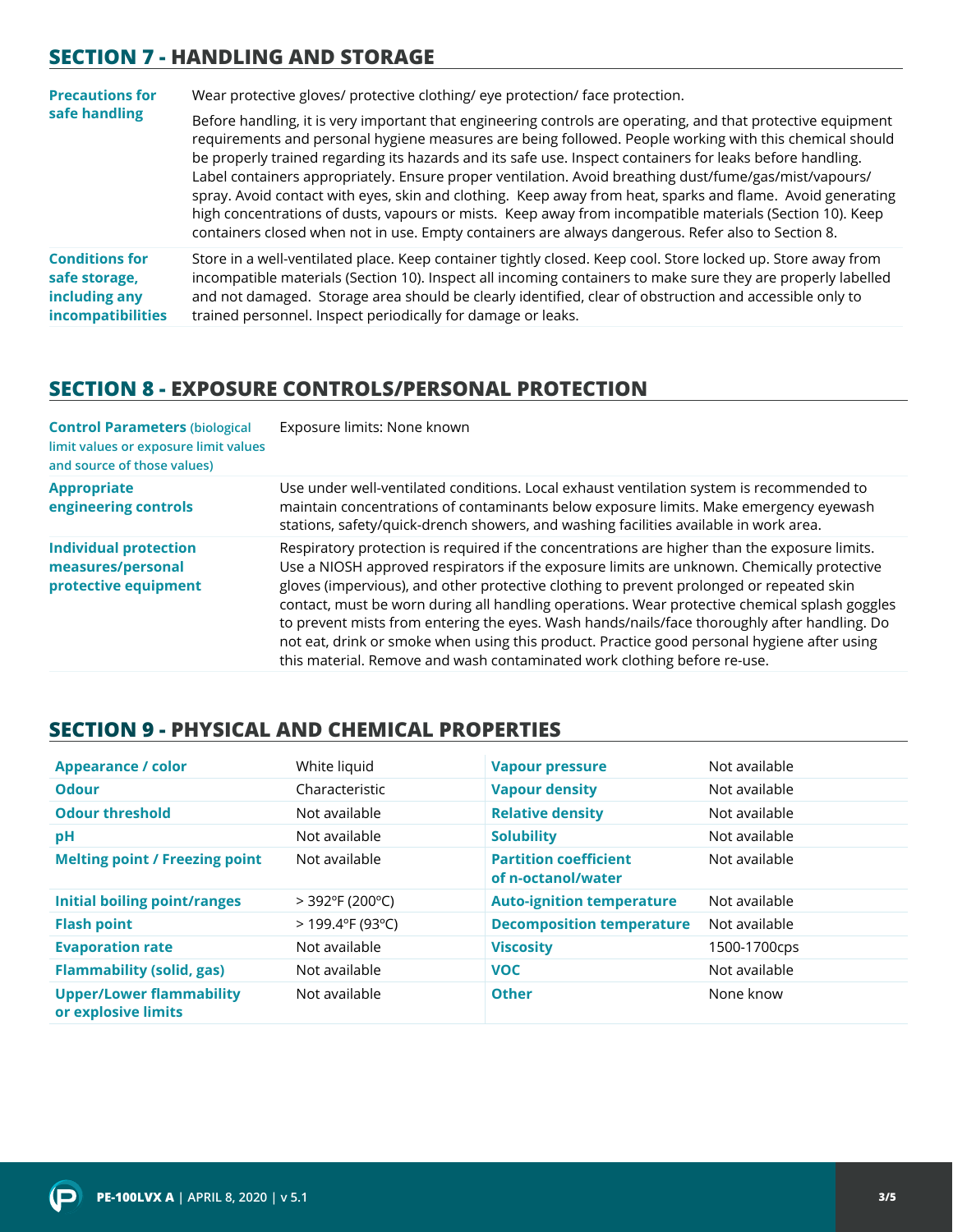## SECTION 7 - HANDLING AND STORAGE

| | |
|---|---|
| **Precautions for safe handling** | Wear protective gloves/ protective clothing/ eye protection/ face protection.<br><br>Before handling, it is very important that engineering controls are operating, and that protective equipment requirements and personal hygiene measures are being followed. People working with this chemical should be properly trained regarding its hazards and its safe use. Inspect containers for leaks before handling. Label containers appropriately. Ensure proper ventilation. Avoid breathing dust/fume/gas/mist/vapours/ spray. Avoid contact with eyes, skin and clothing. Keep away from heat, sparks and flame. Avoid generating high concentrations of dusts, vapours or mists. Keep away from incompatible materials (Section 10). Keep containers closed when not in use. Empty containers are always dangerous. Refer also to Section 8. |
| **Conditions for safe storage, including any incompatibilities** | Store in a well-ventilated place. Keep container tightly closed. Keep cool. Store locked up. Store away from incompatible materials (Section 10). Inspect all incoming containers to make sure they are properly labelled and not damaged. Storage area should be clearly identified, clear of obstruction and accessible only to trained personnel. Inspect periodically for damage or leaks. |

## SECTION 8 - EXPOSURE CONTROLS/PERSONAL PROTECTION

| | |
|---|---|
| **Control Parameters** (biological limit values or exposure limit values and source of those values) | Exposure limits: None known |
| **Appropriate engineering controls** | Use under well-ventilated conditions. Local exhaust ventilation system is recommended to maintain concentrations of contaminants below exposure limits. Make emergency eyewash stations, safety/quick-drench showers, and washing facilities available in work area. |
| **Individual protection measures/personal protective equipment** | Respiratory protection is required if the concentrations are higher than the exposure limits. Use a NIOSH approved respirators if the exposure limits are unknown. Chemically protective gloves (impervious), and other protective clothing to prevent prolonged or repeated skin contact, must be worn during all handling operations. Wear protective chemical splash goggles to prevent mists from entering the eyes. Wash hands/nails/face thoroughly after handling. Do not eat, drink or smoke when using this product. Practice good personal hygiene after using this material. Remove and wash contaminated work clothing before re-use. |

## SECTION 9 - PHYSICAL AND CHEMICAL PROPERTIES

| | | | |
|---|---|---|---|
| **Appearance / color** | White liquid | **Vapour pressure** | Not available |
| **Odour** | Characteristic | **Vapour density** | Not available |
| **Odour threshold** | Not available | **Relative density** | Not available |
| **pH** | Not available | **Solubility** | Not available |
| **Melting point / Freezing point** | Not available | **Partition coefficient of n-octanol/water** | Not available |
| **Initial boiling point/ranges** | > 392ºF (200ºC) | **Auto-ignition temperature** | Not available |
| **Flash point** | > 199.4ºF (93ºC) | **Decomposition temperature** | Not available |
| **Evaporation rate** | Not available | **Viscosity** | 1500-1700cps |
| **Flammability (solid, gas)** | Not available | **VOC** | Not available |
| **Upper/Lower flammability or explosive limits** | Not available | **Other** | None know |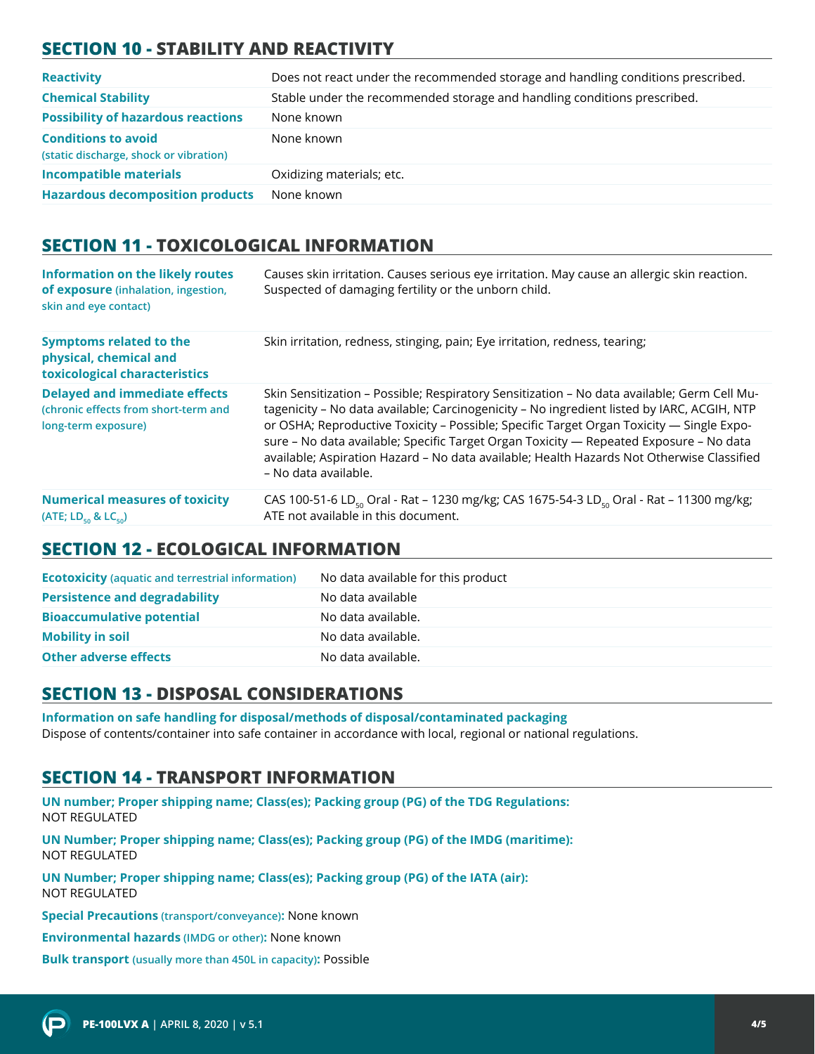## SECTION 10 - STABILITY AND REACTIVITY

| | |
|---|---|
| **Reactivity** | Does not react under the recommended storage and handling conditions prescribed. |
| **Chemical Stability** | Stable under the recommended storage and handling conditions prescribed. |
| **Possibility of hazardous reactions** | None known |
| **Conditions to avoid** (static discharge, shock or vibration) | None known |
| **Incompatible materials** | Oxidizing materials; etc. |
| **Hazardous decomposition products** | None known |

## SECTION 11 - TOXICOLOGICAL INFORMATION

| | |
|---|---|
| **Information on the likely routes of exposure** (inhalation, ingestion, skin and eye contact) | Causes skin irritation. Causes serious eye irritation. May cause an allergic skin reaction. Suspected of damaging fertility or the unborn child. |
| **Symptoms related to the physical, chemical and toxicological characteristics** | Skin irritation, redness, stinging, pain; Eye irritation, redness, tearing; |
| **Delayed and immediate effects** (chronic effects from short-term and long-term exposure) | Skin Sensitization – Possible; Respiratory Sensitization – No data available; Germ Cell Mutagenicity – No data available; Carcinogenicity – No ingredient listed by IARC, ACGIH, NTP or OSHA; Reproductive Toxicity – Possible; Specific Target Organ Toxicity — Single Exposure – No data available; Specific Target Organ Toxicity — Repeated Exposure – No data available; Aspiration Hazard – No data available; Health Hazards Not Otherwise Classified – No data available. |
| **Numerical measures of toxicity** (ATE; $LD_{50}$ & $LC_{50}$) | CAS 100-51-6 $LD_{50}$ Oral - Rat – 1230 mg/kg; CAS 1675-54-3 $LD_{50}$ Oral - Rat – 11300 mg/kg; ATE not available in this document. |

## SECTION 12 - ECOLOGICAL INFORMATION

| | |
|---|---|
| **Ecotoxicity** (aquatic and terrestrial information) | No data available for this product |
| **Persistence and degradability** | No data available |
| **Bioaccumulative potential** | No data available. |
| **Mobility in soil** | No data available. |
| **Other adverse effects** | No data available. |

## SECTION 13 - DISPOSAL CONSIDERATIONS

**Information on safe handling for disposal/methods of disposal/contaminated packaging**
Dispose of contents/container into safe container in accordance with local, regional or national regulations.

## SECTION 14 - TRANSPORT INFORMATION

**UN number; Proper shipping name; Class(es); Packing group (PG) of the TDG Regulations:**
NOT REGULATED

**UN Number; Proper shipping name; Class(es); Packing group (PG) of the IMDG (maritime):**
NOT REGULATED

**UN Number; Proper shipping name; Class(es); Packing group (PG) of the IATA (air):**
NOT REGULATED

**Special Precautions** (transport/conveyance)**:** None known

**Environmental hazards** (IMDG or other)**:** None known

**Bulk transport** (usually more than 450L in capacity)**:** Possible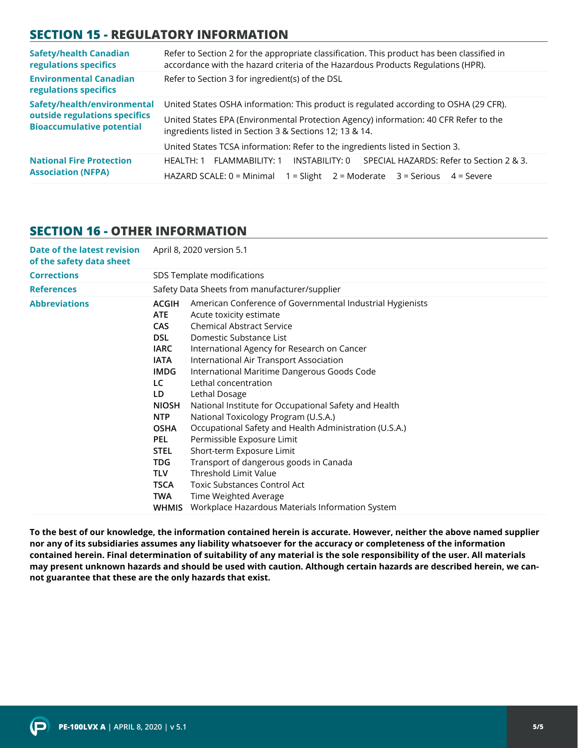## SECTION 15 - REGULATORY INFORMATION

| | |
|---|---|
| **Safety/health Canadian regulations specifics** | Refer to Section 2 for the appropriate classification. This product has been classified in accordance with the hazard criteria of the Hazardous Products Regulations (HPR). |
| **Environmental Canadian regulations specifics** | Refer to Section 3 for ingredient(s) of the DSL |
| **Safety/health/environmental outside regulations specifics Bioaccumulative potential** | United States OSHA information: This product is regulated according to OSHA (29 CFR).<br>United States EPA (Environmental Protection Agency) information: 40 CFR Refer to the ingredients listed in Section 3 & Sections 12; 13 & 14.<br>United States TCSA information: Refer to the ingredients listed in Section 3. |
| **National Fire Protection Association (NFPA)** | HEALTH: 1 FLAMMABILITY: 1 INSTABILITY: 0 SPECIAL HAZARDS: Refer to Section 2 & 3.<br>HAZARD SCALE: 0 = Minimal 1 = Slight 2 = Moderate 3 = Serious 4 = Severe |

## SECTION 16 - OTHER INFORMATION

| | |
|---|---|
| **Date of the latest revision of the safety data sheet** | April 8, 2020 version 5.1 |
| **Corrections** | SDS Template modifications |
| **References** | Safety Data Sheets from manufacturer/supplier |
| **Abbreviations** | **ACGIH** American Conference of Governmental Industrial Hygienists<br>**ATE** Acute toxicity estimate<br>**CAS** Chemical Abstract Service<br>**DSL** Domestic Substance List<br>**IARC** International Agency for Research on Cancer<br>**IATA** International Air Transport Association<br>**IMDG** International Maritime Dangerous Goods Code<br>**LC** Lethal concentration<br>**LD** Lethal Dosage<br>**NIOSH** National Institute for Occupational Safety and Health<br>**NTP** National Toxicology Program (U.S.A.)<br>**OSHA** Occupational Safety and Health Administration (U.S.A.)<br>**PEL** Permissible Exposure Limit<br>**STEL** Short-term Exposure Limit<br>**TDG** Transport of dangerous goods in Canada<br>**TLV** Threshold Limit Value<br>**TSCA** Toxic Substances Control Act<br>**TWA** Time Weighted Average<br>**WHMIS** Workplace Hazardous Materials Information System |

**To the best of our knowledge, the information contained herein is accurate. However, neither the above named supplier nor any of its subsidiaries assumes any liability whatsoever for the accuracy or completeness of the information contained herein. Final determination of suitability of any material is the sole responsibility of the user. All materials may present unknown hazards and should be used with caution. Although certain hazards are described herein, we cannot guarantee that these are the only hazards that exist.**